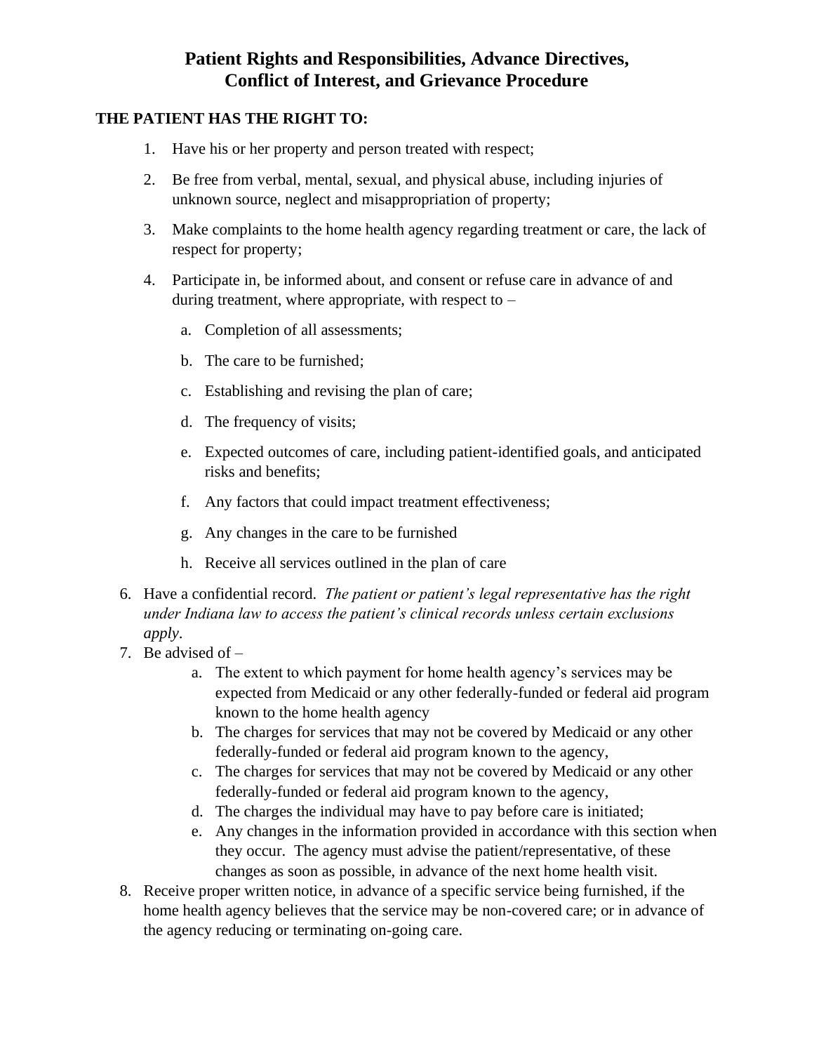# Patient Rights and Responsibilities, Advance Directives, Conflict of Interest, and Grievance Procedure

**THE PATIENT HAS THE RIGHT TO:**

1. Have his or her property and person treated with respect;
2. Be free from verbal, mental, sexual, and physical abuse, including injuries of unknown source, neglect and misappropriation of property;
3. Make complaints to the home health agency regarding treatment or care, the lack of respect for property;
4. Participate in, be informed about, and consent or refuse care in advance of and during treatment, where appropriate, with respect to –
   a. Completion of all assessments;
   b. The care to be furnished;
   c. Establishing and revising the plan of care;
   d. The frequency of visits;
   e. Expected outcomes of care, including patient-identified goals, and anticipated risks and benefits;
   f. Any factors that could impact treatment effectiveness;
   g. Any changes in the care to be furnished
   h. Receive all services outlined in the plan of care

6. Have a confidential record. *The patient or patient's legal representative has the right under Indiana law to access the patient's clinical records unless certain exclusions apply.*
7. Be advised of –
   a. The extent to which payment for home health agency's services may be expected from Medicaid or any other federally-funded or federal aid program known to the home health agency
   b. The charges for services that may not be covered by Medicaid or any other federally-funded or federal aid program known to the agency,
   c. The charges for services that may not be covered by Medicaid or any other federally-funded or federal aid program known to the agency,
   d. The charges the individual may have to pay before care is initiated;
   e. Any changes in the information provided in accordance with this section when they occur. The agency must advise the patient/representative, of these changes as soon as possible, in advance of the next home health visit.
8. Receive proper written notice, in advance of a specific service being furnished, if the home health agency believes that the service may be non-covered care; or in advance of the agency reducing or terminating on-going care.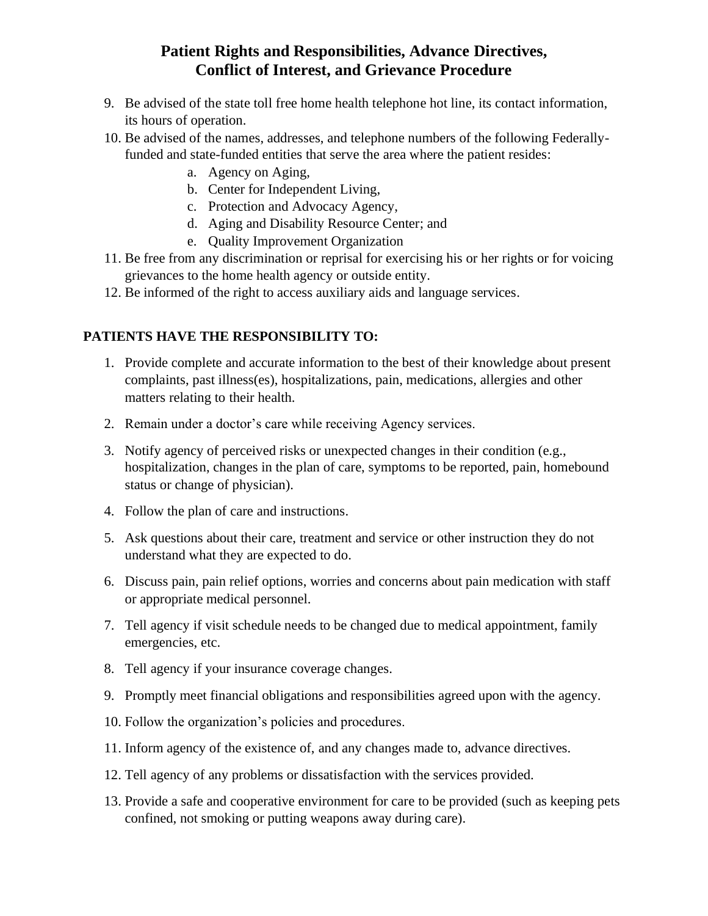# Patient Rights and Responsibilities, Advance Directives, Conflict of Interest, and Grievance Procedure

9. Be advised of the state toll free home health telephone hot line, its contact information, its hours of operation.
10. Be advised of the names, addresses, and telephone numbers of the following Federally-funded and state-funded entities that serve the area where the patient resides:
    a. Agency on Aging,
    b. Center for Independent Living,
    c. Protection and Advocacy Agency,
    d. Aging and Disability Resource Center; and
    e. Quality Improvement Organization
11. Be free from any discrimination or reprisal for exercising his or her rights or for voicing grievances to the home health agency or outside entity.
12. Be informed of the right to access auxiliary aids and language services.

## PATIENTS HAVE THE RESPONSIBILITY TO:

1. Provide complete and accurate information to the best of their knowledge about present complaints, past illness(es), hospitalizations, pain, medications, allergies and other matters relating to their health.
2. Remain under a doctor's care while receiving Agency services.
3. Notify agency of perceived risks or unexpected changes in their condition (e.g., hospitalization, changes in the plan of care, symptoms to be reported, pain, homebound status or change of physician).
4. Follow the plan of care and instructions.
5. Ask questions about their care, treatment and service or other instruction they do not understand what they are expected to do.
6. Discuss pain, pain relief options, worries and concerns about pain medication with staff or appropriate medical personnel.
7. Tell agency if visit schedule needs to be changed due to medical appointment, family emergencies, etc.
8. Tell agency if your insurance coverage changes.
9. Promptly meet financial obligations and responsibilities agreed upon with the agency.
10. Follow the organization's policies and procedures.
11. Inform agency of the existence of, and any changes made to, advance directives.
12. Tell agency of any problems or dissatisfaction with the services provided.
13. Provide a safe and cooperative environment for care to be provided (such as keeping pets confined, not smoking or putting weapons away during care).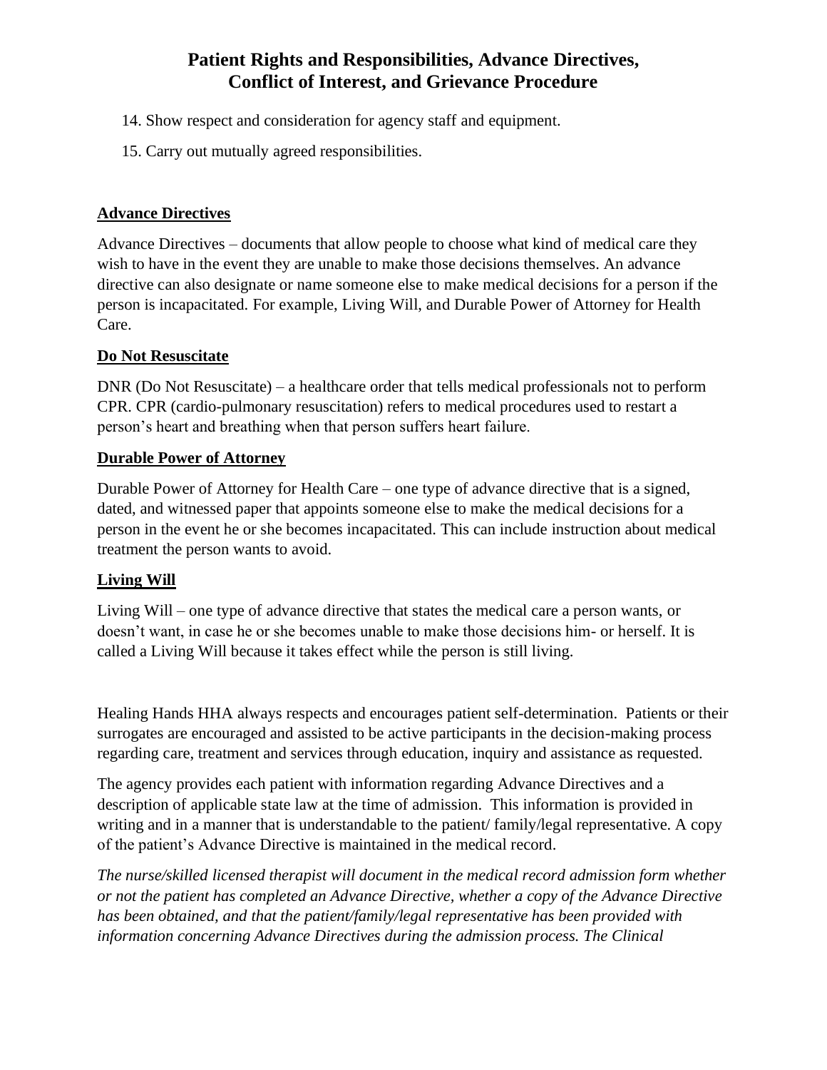14. Show respect and consideration for agency staff and equipment.

15. Carry out mutually agreed responsibilities.

## Advance Directives

Advance Directives – documents that allow people to choose what kind of medical care they wish to have in the event they are unable to make those decisions themselves. An advance directive can also designate or name someone else to make medical decisions for a person if the person is incapacitated. For example, Living Will, and Durable Power of Attorney for Health Care.

## Do Not Resuscitate

DNR (Do Not Resuscitate) – a healthcare order that tells medical professionals not to perform CPR. CPR (cardio-pulmonary resuscitation) refers to medical procedures used to restart a person's heart and breathing when that person suffers heart failure.

## Durable Power of Attorney

Durable Power of Attorney for Health Care – one type of advance directive that is a signed, dated, and witnessed paper that appoints someone else to make the medical decisions for a person in the event he or she becomes incapacitated. This can include instruction about medical treatment the person wants to avoid.

## Living Will

Living Will – one type of advance directive that states the medical care a person wants, or doesn't want, in case he or she becomes unable to make those decisions him- or herself. It is called a Living Will because it takes effect while the person is still living.

Healing Hands HHA always respects and encourages patient self-determination. Patients or their surrogates are encouraged and assisted to be active participants in the decision-making process regarding care, treatment and services through education, inquiry and assistance as requested.

The agency provides each patient with information regarding Advance Directives and a description of applicable state law at the time of admission. This information is provided in writing and in a manner that is understandable to the patient/ family/legal representative. A copy of the patient's Advance Directive is maintained in the medical record.

*The nurse/skilled licensed therapist will document in the medical record admission form whether or not the patient has completed an Advance Directive, whether a copy of the Advance Directive has been obtained, and that the patient/family/legal representative has been provided with information concerning Advance Directives during the admission process. The Clinical*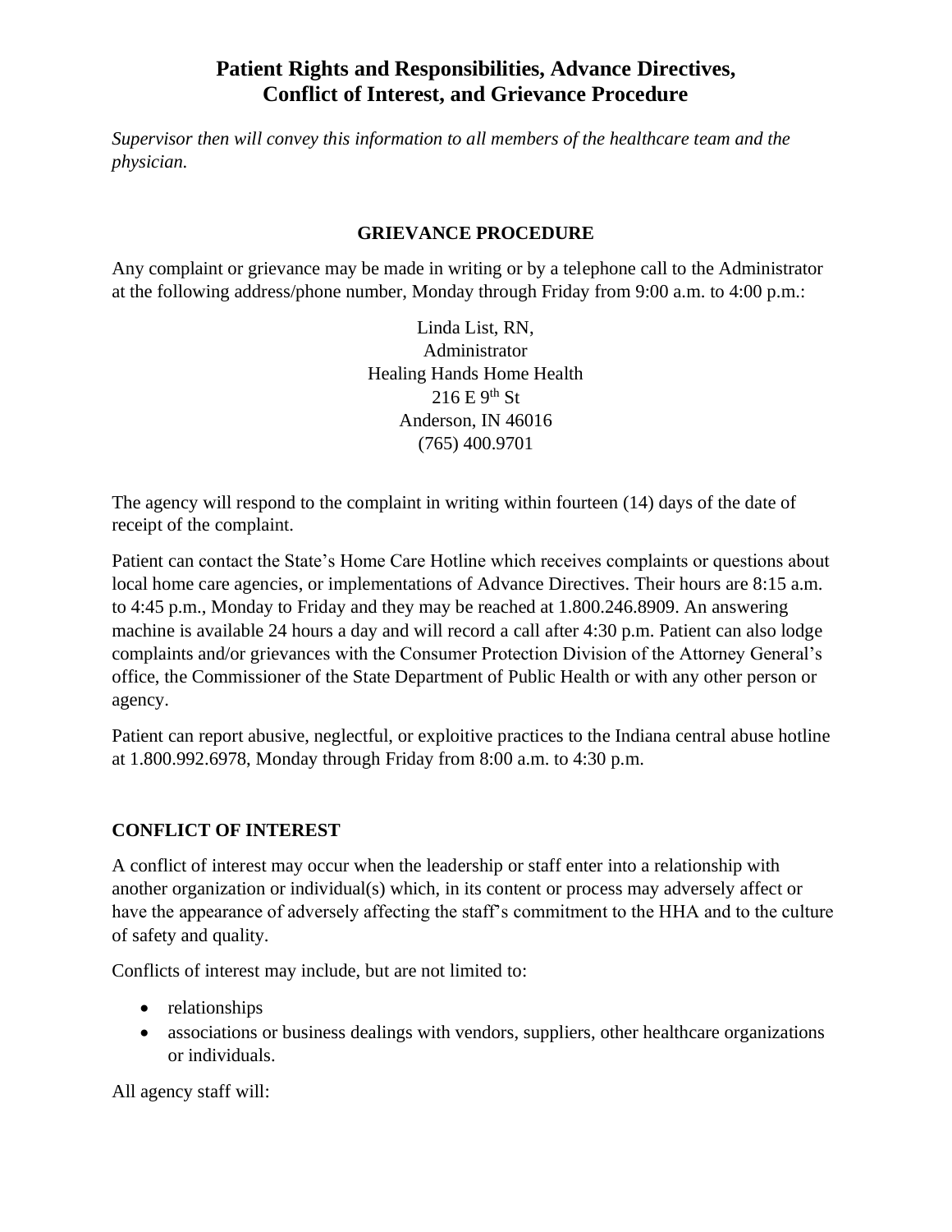# Patient Rights and Responsibilities, Advance Directives, Conflict of Interest, and Grievance Procedure

*Supervisor then will convey this information to all members of the healthcare team and the physician.*

## GRIEVANCE PROCEDURE

Any complaint or grievance may be made in writing or by a telephone call to the Administrator at the following address/phone number, Monday through Friday from 9:00 a.m. to 4:00 p.m.:

Linda List, RN,
Administrator
Healing Hands Home Health
216 E 9th St
Anderson, IN 46016
(765) 400.9701

The agency will respond to the complaint in writing within fourteen (14) days of the date of receipt of the complaint.

Patient can contact the State's Home Care Hotline which receives complaints or questions about local home care agencies, or implementations of Advance Directives. Their hours are 8:15 a.m. to 4:45 p.m., Monday to Friday and they may be reached at 1.800.246.8909. An answering machine is available 24 hours a day and will record a call after 4:30 p.m. Patient can also lodge complaints and/or grievances with the Consumer Protection Division of the Attorney General's office, the Commissioner of the State Department of Public Health or with any other person or agency.

Patient can report abusive, neglectful, or exploitive practices to the Indiana central abuse hotline at 1.800.992.6978, Monday through Friday from 8:00 a.m. to 4:30 p.m.

## CONFLICT OF INTEREST

A conflict of interest may occur when the leadership or staff enter into a relationship with another organization or individual(s) which, in its content or process may adversely affect or have the appearance of adversely affecting the staff's commitment to the HHA and to the culture of safety and quality.

Conflicts of interest may include, but are not limited to:

- relationships
- associations or business dealings with vendors, suppliers, other healthcare organizations or individuals.

All agency staff will: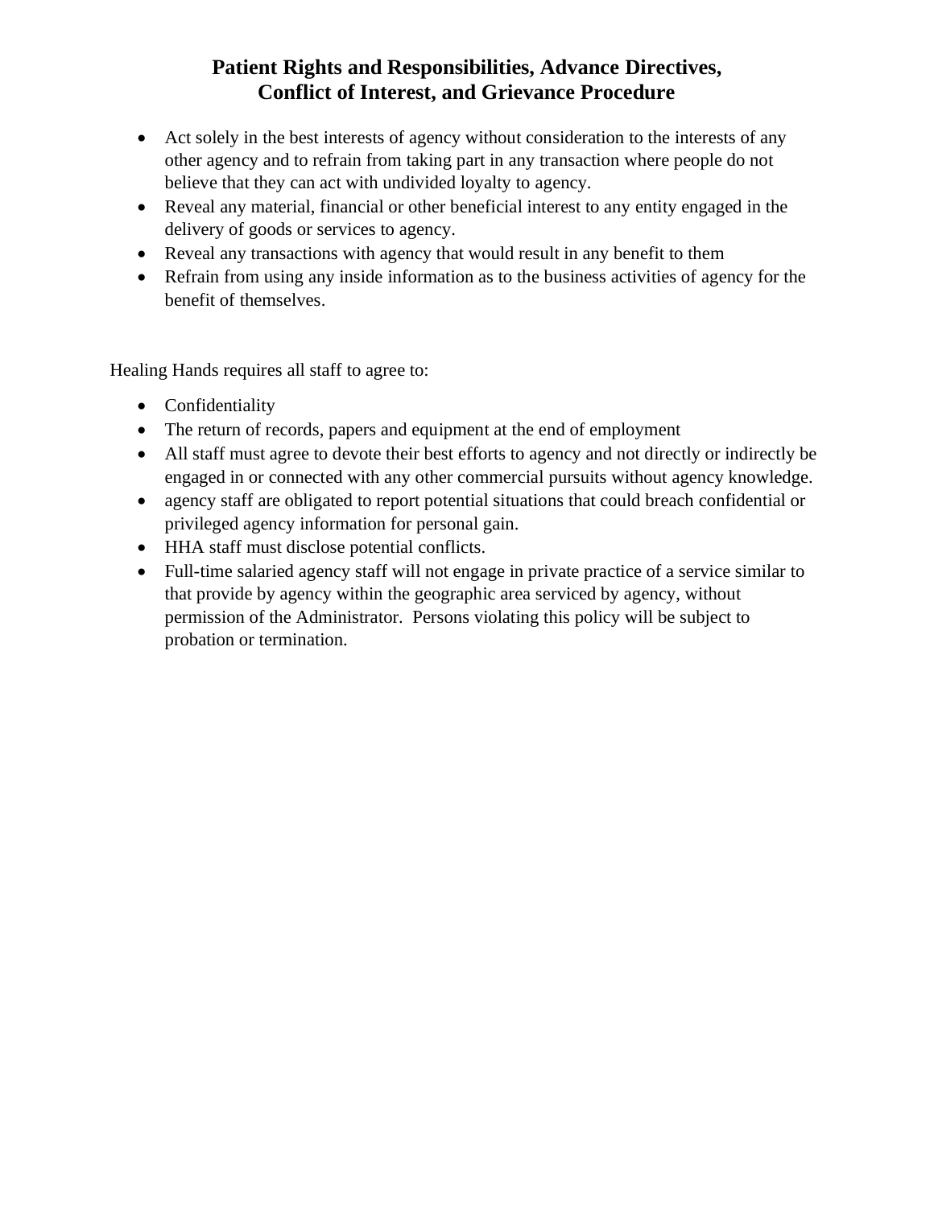## Patient Rights and Responsibilities, Advance Directives, Conflict of Interest, and Grievance Procedure

- Act solely in the best interests of agency without consideration to the interests of any other agency and to refrain from taking part in any transaction where people do not believe that they can act with undivided loyalty to agency.
- Reveal any material, financial or other beneficial interest to any entity engaged in the delivery of goods or services to agency.
- Reveal any transactions with agency that would result in any benefit to them
- Refrain from using any inside information as to the business activities of agency for the benefit of themselves.

Healing Hands requires all staff to agree to:

- Confidentiality
- The return of records, papers and equipment at the end of employment
- All staff must agree to devote their best efforts to agency and not directly or indirectly be engaged in or connected with any other commercial pursuits without agency knowledge.
- agency staff are obligated to report potential situations that could breach confidential or privileged agency information for personal gain.
- HHA staff must disclose potential conflicts.
- Full-time salaried agency staff will not engage in private practice of a service similar to that provide by agency within the geographic area serviced by agency, without permission of the Administrator. Persons violating this policy will be subject to probation or termination.